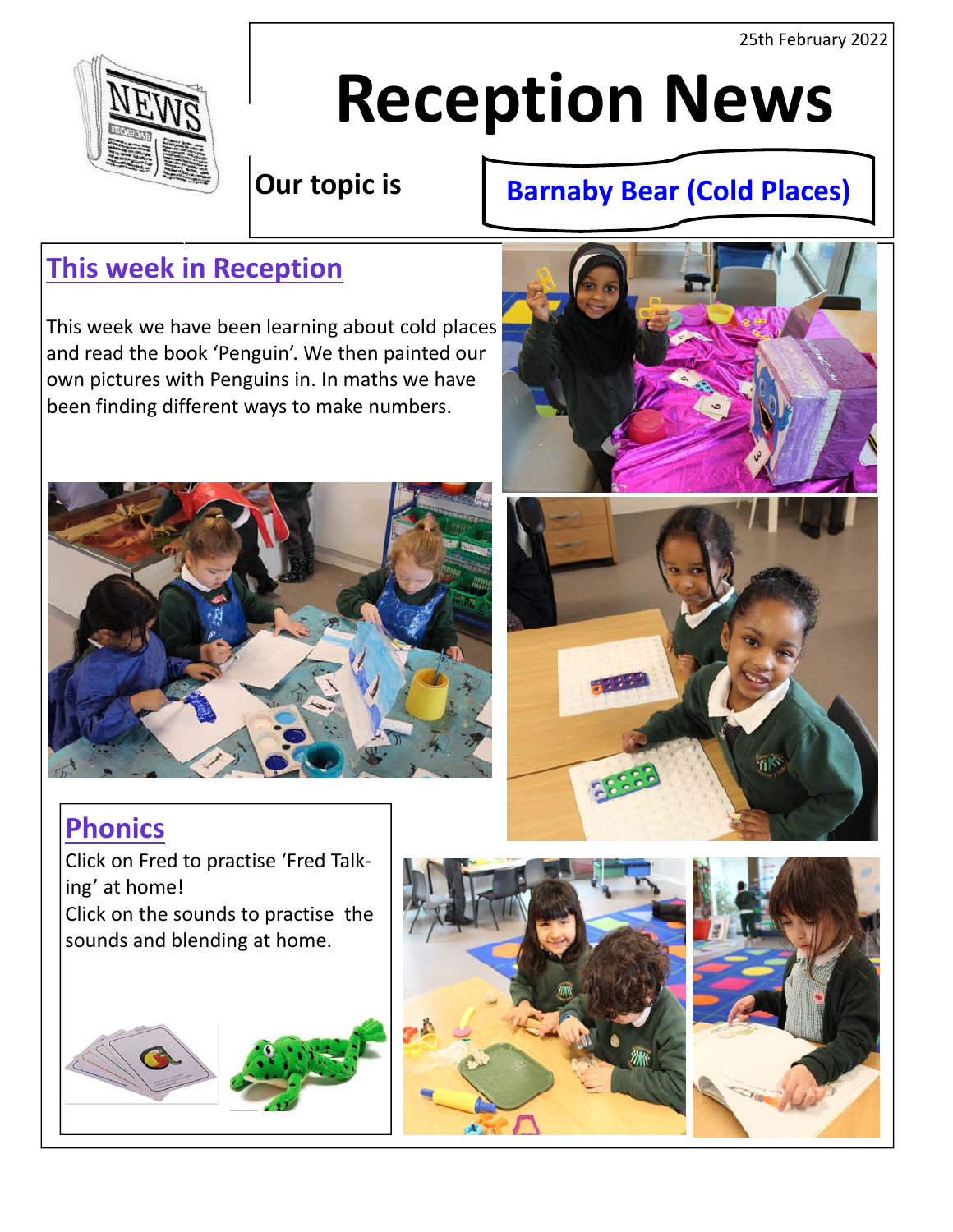25th February 2022

# Reception News

**Our topic is** **Barnaby Bear (Cold Places)**

## This week in Reception

This week we have been learning about cold places and read the book 'Penguin'. We then painted our own pictures with Penguins in. In maths we have been finding different ways to make numbers.

## Phonics

Click on Fred to practise 'Fred Talking' at home!
Click on the sounds to practise the sounds and blending at home.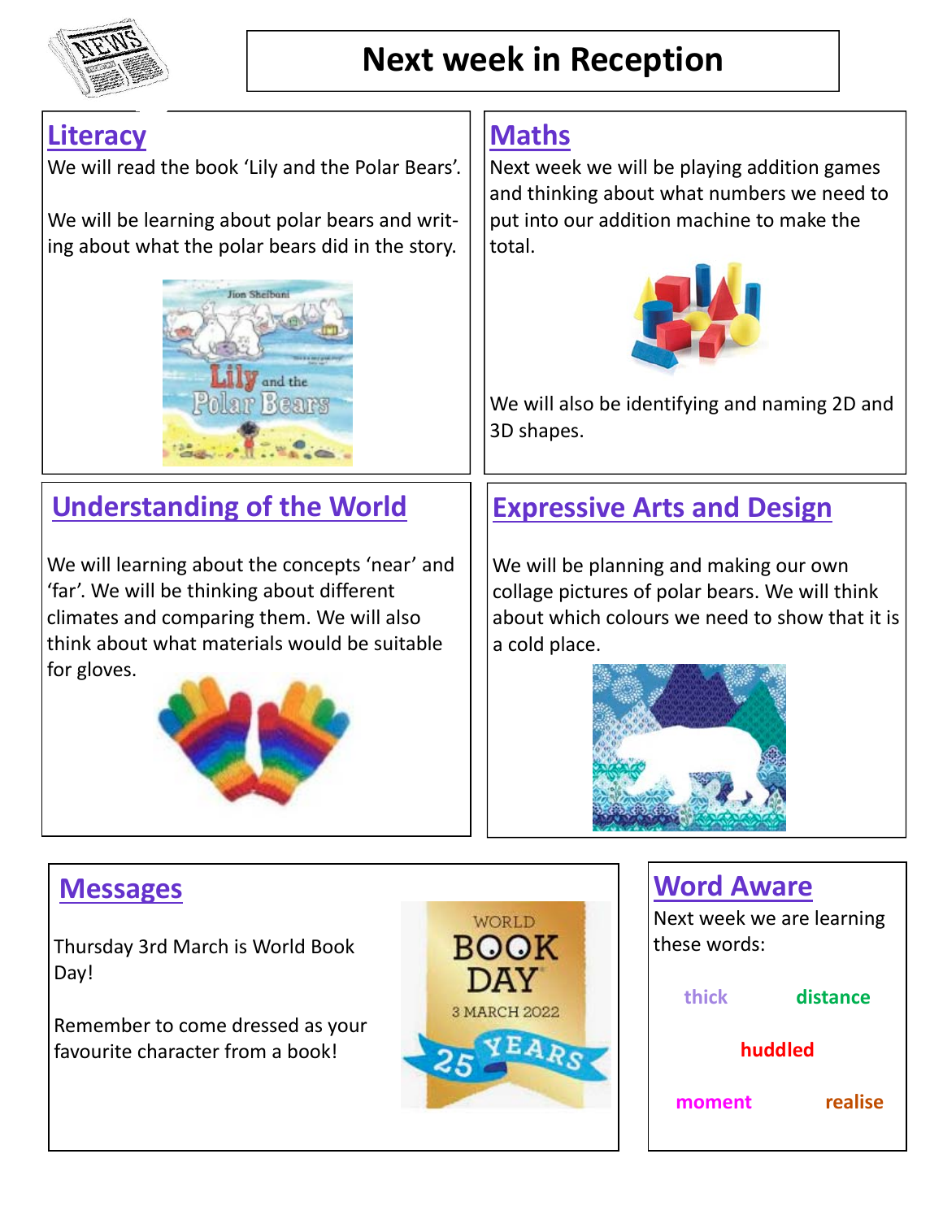# Next week in Reception

## Literacy

We will read the book 'Lily and the Polar Bears'.

We will be learning about polar bears and writing about what the polar bears did in the story.

## Maths

Next week we will be playing addition games and thinking about what numbers we need to put into our addition machine to make the total.

We will also be identifying and naming 2D and 3D shapes.

## Understanding of the World

We will learning about the concepts 'near' and 'far'. We will be thinking about different climates and comparing them. We will also think about what materials would be suitable for gloves.

## Expressive Arts and Design

We will be planning and making our own collage pictures of polar bears. We will think about which colours we need to show that it is a cold place.

## Messages

Thursday 3rd March is World Book Day!

Remember to come dressed as your favourite character from a book!

## Word Aware

Next week we are learning these words:

thick
distance
huddled
moment
realise